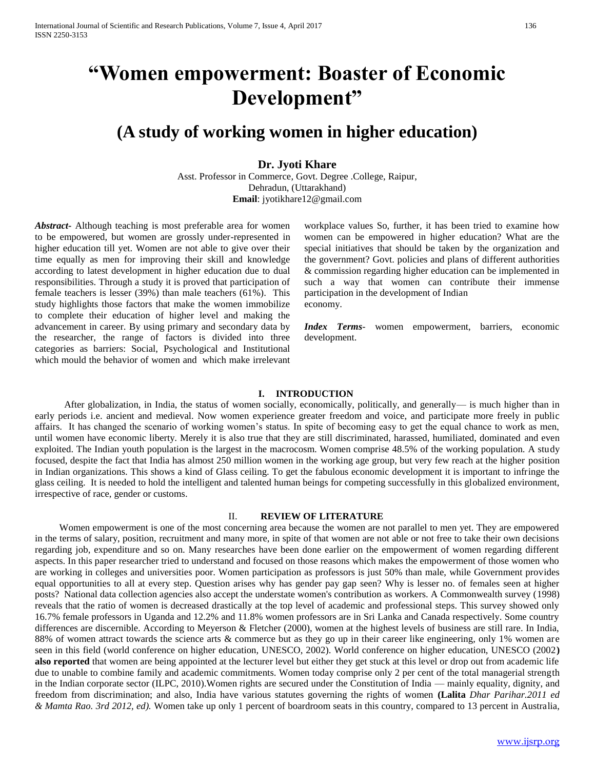# "Women empowerment: Boaster of Economic Development"

## (A study of working women in higher education)

**Dr. Jyoti Khare**

Asst. Professor in Commerce, Govt. Degree .College, Raipur, Dehradun, (Uttarakhand)

**Email**: jyotikhare12@gmail.com

***Abstract***- Although teaching is most preferable area for women to be empowered, but women are grossly under-represented in higher education till yet. Women are not able to give over their time equally as men for improving their skill and knowledge according to latest development in higher education due to dual responsibilities. Through a study it is proved that participation of female teachers is lesser (39%) than male teachers (61%). This study highlights those factors that make the women immobilize to complete their education of higher level and making the advancement in career. By using primary and secondary data by the researcher, the range of factors is divided into three categories as barriers: Social, Psychological and Institutional which mould the behavior of women and which make irrelevant workplace values So, further, it has been tried to examine how women can be empowered in higher education? What are the special initiatives that should be taken by the organization and the government? Govt. policies and plans of different authorities & commission regarding higher education can be implemented in such a way that women can contribute their immense participation in the development of Indian economy.

***Index Terms***- women empowerment, barriers, economic development.

## I. INTRODUCTION

After globalization, in India, the status of women socially, economically, politically, and generally— is much higher than in early periods i.e. ancient and medieval. Now women experience greater freedom and voice, and participate more freely in public affairs. It has changed the scenario of working women's status. In spite of becoming easy to get the equal chance to work as men, until women have economic liberty. Merely it is also true that they are still discriminated, harassed, humiliated, dominated and even exploited. The Indian youth population is the largest in the macrocosm. Women comprise 48.5% of the working population. A study focused, despite the fact that India has almost 250 million women in the working age group, but very few reach at the higher position in Indian organizations. This shows a kind of Glass ceiling. To get the fabulous economic development it is important to infringe the glass ceiling. It is needed to hold the intelligent and talented human beings for competing successfully in this globalized environment, irrespective of race, gender or customs.

## II. REVIEW OF LITERATURE

Women empowerment is one of the most concerning area because the women are not parallel to men yet. They are empowered in the terms of salary, position, recruitment and many more, in spite of that women are not able or not free to take their own decisions regarding job, expenditure and so on. Many researches have been done earlier on the empowerment of women regarding different aspects. In this paper researcher tried to understand and focused on those reasons which makes the empowerment of those women who are working in colleges and universities poor. Women participation as professors is just 50% than male, while Government provides equal opportunities to all at every step. Question arises why has gender pay gap seen? Why is lesser no. of females seen at higher posts? National data collection agencies also accept the understate women's contribution as workers. A Commonwealth survey (1998) reveals that the ratio of women is decreased drastically at the top level of academic and professional steps. This survey showed only 16.7% female professors in Uganda and 12.2% and 11.8% women professors are in Sri Lanka and Canada respectively. Some country differences are discernible. According to Meyerson & Fletcher (2000), women at the highest levels of business are still rare. In India, 88% of women attract towards the science arts & commerce but as they go up in their career like engineering, only 1% women are seen in this field (world conference on higher education, UNESCO, 2002). World conference on higher education, UNESCO (2002**) also reported** that women are being appointed at the lecturer level but either they get stuck at this level or drop out from academic life due to unable to combine family and academic commitments. Women today comprise only 2 per cent of the total managerial strength in the Indian corporate sector (ILPC, 2010).Women rights are secured under the Constitution of India — mainly equality, dignity, and freedom from discrimination; and also, India have various statutes governing the rights of women **(Lalita** *Dhar Parihar.2011 ed & Mamta Rao. 3rd 2012, ed).* Women take up only 1 percent of boardroom seats in this country, compared to 13 percent in Australia,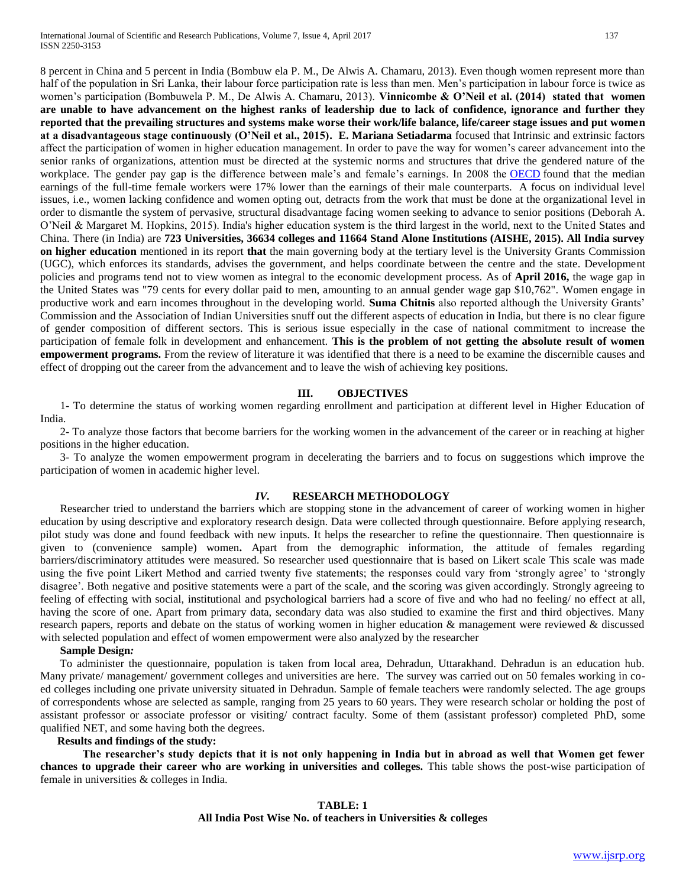8 percent in China and 5 percent in India (Bombuw ela P. M., De Alwis A. Chamaru, 2013). Even though women represent more than half of the population in Sri Lanka, their labour force participation rate is less than men. Men's participation in labour force is twice as women's participation (Bombuwela P. M., De Alwis A. Chamaru, 2013). **Vinnicombe & O'Neil et al. (2014) stated that women are unable to have advancement on the highest ranks of leadership due to lack of confidence, ignorance and further they reported that the prevailing structures and systems make worse their work/life balance, life/career stage issues and put women at a disadvantageous stage continuously (O'Neil et al., 2015). E. Mariana Setiadarma** focused that Intrinsic and extrinsic factors affect the participation of women in higher education management. In order to pave the way for women's career advancement into the senior ranks of organizations, attention must be directed at the systemic norms and structures that drive the gendered nature of the workplace. The gender pay gap is the difference between male's and female's earnings. In 2008 the OECD found that the median earnings of the full-time female workers were 17% lower than the earnings of their male counterparts. A focus on individual level issues, i.e., women lacking confidence and women opting out, detracts from the work that must be done at the organizational level in order to dismantle the system of pervasive, structural disadvantage facing women seeking to advance to senior positions (Deborah A. O'Neil & Margaret M. Hopkins, 2015). India's higher education system is the third largest in the world, next to the United States and China. There (in India) are **723 Universities, 36634 colleges and 11664 Stand Alone Institutions (AISHE, 2015). All India survey on higher education** mentioned in its report **that** the main governing body at the tertiary level is the University Grants Commission (UGC), which enforces its standards, advises the government, and helps coordinate between the centre and the state. Development policies and programs tend not to view women as integral to the economic development process. As of **April 2016,** the wage gap in the United States was "79 cents for every dollar paid to men, amounting to an annual gender wage gap $10,762". Women engage in productive work and earn incomes throughout in the developing world. **Suma Chitnis** also reported although the University Grants' Commission and the Association of Indian Universities snuff out the different aspects of education in India, but there is no clear figure of gender composition of different sectors. This is serious issue especially in the case of national commitment to increase the participation of female folk in development and enhancement. **This is the problem of not getting the absolute result of women empowerment programs.** From the review of literature it was identified that there is a need to be examine the discernible causes and effect of dropping out the career from the advancement and to leave the wish of achieving key positions.

## III. OBJECTIVES

1- To determine the status of working women regarding enrollment and participation at different level in Higher Education of India.

2- To analyze those factors that become barriers for the working women in the advancement of the career or in reaching at higher positions in the higher education.

3- To analyze the women empowerment program in decelerating the barriers and to focus on suggestions which improve the participation of women in academic higher level.

## *IV.* RESEARCH METHODOLOGY

Researcher tried to understand the barriers which are stopping stone in the advancement of career of working women in higher education by using descriptive and exploratory research design. Data were collected through questionnaire. Before applying research, pilot study was done and found feedback with new inputs. It helps the researcher to refine the questionnaire. Then questionnaire is given to (convenience sample) women**.** Apart from the demographic information, the attitude of females regarding barriers/discriminatory attitudes were measured. So researcher used questionnaire that is based on Likert scale This scale was made using the five point Likert Method and carried twenty five statements; the responses could vary from 'strongly agree' to 'strongly disagree'. Both negative and positive statements were a part of the scale, and the scoring was given accordingly. Strongly agreeing to feeling of effecting with social, institutional and psychological barriers had a score of five and who had no feeling/ no effect at all, having the score of one. Apart from primary data, secondary data was also studied to examine the first and third objectives. Many research papers, reports and debate on the status of working women in higher education & management were reviewed & discussed with selected population and effect of women empowerment were also analyzed by the researcher

**Sample Design*:***

To administer the questionnaire, population is taken from local area, Dehradun, Uttarakhand. Dehradun is an education hub. Many private/ management/ government colleges and universities are here. The survey was carried out on 50 females working in co-ed colleges including one private university situated in Dehradun. Sample of female teachers were randomly selected. The age groups of correspondents whose are selected as sample, ranging from 25 years to 60 years. They were research scholar or holding the post of assistant professor or associate professor or visiting/ contract faculty. Some of them (assistant professor) completed PhD, some qualified NET, and some having both the degrees.

**Results and findings of the study:**

**The researcher's study depicts that it is not only happening in India but in abroad as well that Women get fewer chances to upgrade their career who are working in universities and colleges.** This table shows the post-wise participation of female in universities & colleges in India.

**TABLE: 1**
**All India Post Wise No. of teachers in Universities & colleges**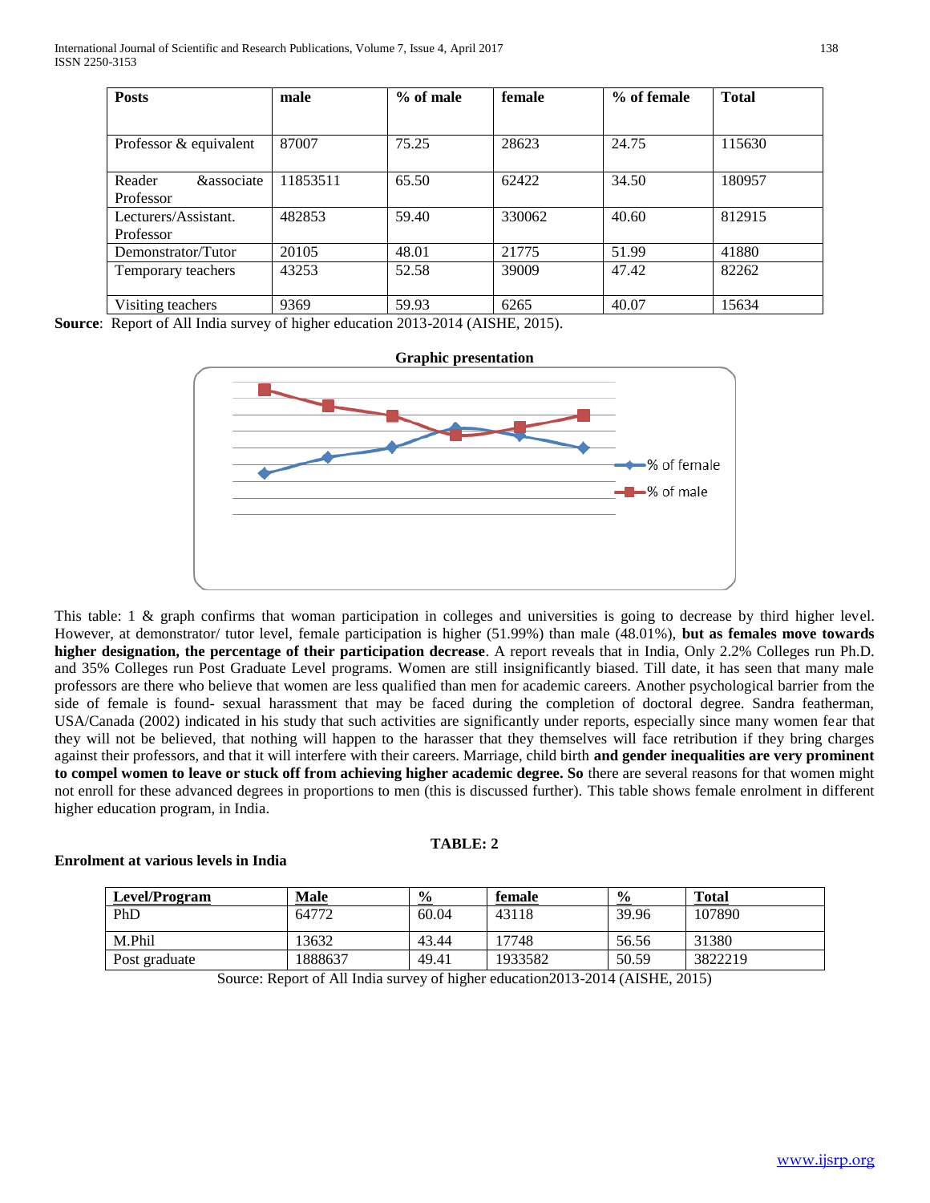| Posts | male | % of male | female | % of female | Total |
|---|---|---|---|---|---|
| Professor & equivalent | 87007 | 75.25 | 28623 | 24.75 | 115630 |
| Reader &associate Professor | 11853511 | 65.50 | 62422 | 34.50 | 180957 |
| Lecturers/Assistant. Professor | 482853 | 59.40 | 330062 | 40.60 | 812915 |
| Demonstrator/Tutor | 20105 | 48.01 | 21775 | 51.99 | 41880 |
| Temporary teachers | 43253 | 52.58 | 39009 | 47.42 | 82262 |
| Visiting teachers | 9369 | 59.93 | 6265 | 40.07 | 15634 |

**Source**: Report of All India survey of higher education 2013-2014 (AISHE, 2015).

**Graphic presentation**

This table: 1 & graph confirms that woman participation in colleges and universities is going to decrease by third higher level. However, at demonstrator/ tutor level, female participation is higher (51.99%) than male (48.01%), **but as females move towards higher designation, the percentage of their participation decrease**. A report reveals that in India, Only 2.2% Colleges run Ph.D. and 35% Colleges run Post Graduate Level programs. Women are still insignificantly biased. Till date, it has seen that many male professors are there who believe that women are less qualified than men for academic careers. Another psychological barrier from the side of female is found- sexual harassment that may be faced during the completion of doctoral degree. Sandra featherman, USA/Canada (2002) indicated in his study that such activities are significantly under reports, especially since many women fear that they will not be believed, that nothing will happen to the harasser that they themselves will face retribution if they bring charges against their professors, and that it will interfere with their careers. Marriage, child birth **and gender inequalities are very prominent to compel women to leave or stuck off from achieving higher academic degree. So** there are several reasons for that women might not enroll for these advanced degrees in proportions to men (this is discussed further). This table shows female enrolment in different higher education program, in India.

**TABLE: 2**

**Enrolment at various levels in India**

| Level/Program | Male | % | female | % | Total |
|---|---|---|---|---|---|
| PhD | 64772 | 60.04 | 43118 | 39.96 | 107890 |
| M.Phil | 13632 | 43.44 | 17748 | 56.56 | 31380 |
| Post graduate | 1888637 | 49.41 | 1933582 | 50.59 | 3822219 |

Source: Report of All India survey of higher education2013-2014 (AISHE, 2015)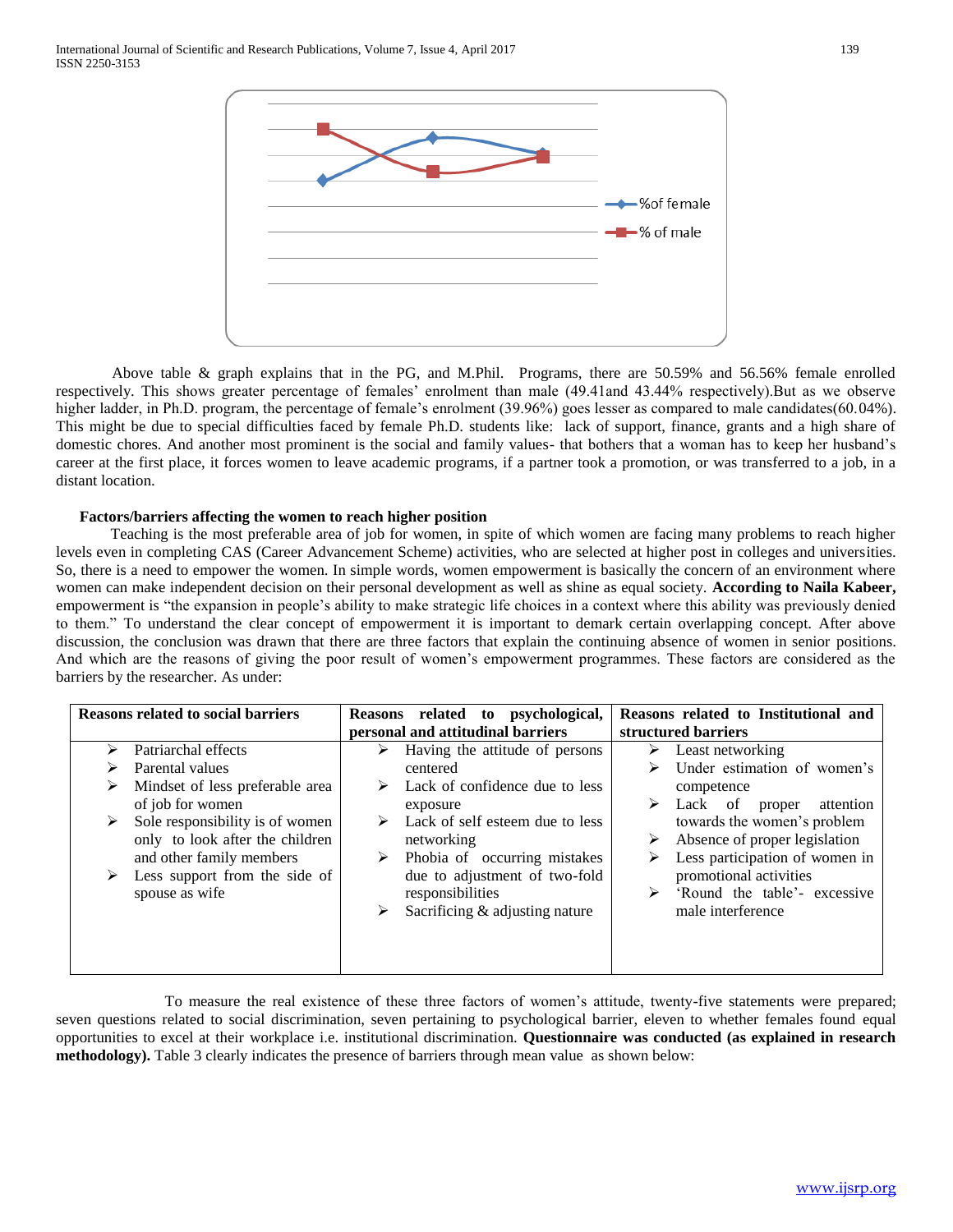%of female

% of male

Above table & graph explains that in the PG, and M.Phil. Programs, there are 50.59% and 56.56% female enrolled respectively. This shows greater percentage of females' enrolment than male (49.41and 43.44% respectively).But as we observe higher ladder, in Ph.D. program, the percentage of female's enrolment (39.96%) goes lesser as compared to male candidates(60.04%). This might be due to special difficulties faced by female Ph.D. students like: lack of support, finance, grants and a high share of domestic chores. And another most prominent is the social and family values- that bothers that a woman has to keep her husband's career at the first place, it forces women to leave academic programs, if a partner took a promotion, or was transferred to a job, in a distant location.

**Factors/barriers affecting the women to reach higher position**

Teaching is the most preferable area of job for women, in spite of which women are facing many problems to reach higher levels even in completing CAS (Career Advancement Scheme) activities, who are selected at higher post in colleges and universities. So, there is a need to empower the women. In simple words, women empowerment is basically the concern of an environment where women can make independent decision on their personal development as well as shine as equal society. **According to Naila Kabeer,** empowerment is "the expansion in people's ability to make strategic life choices in a context where this ability was previously denied to them." To understand the clear concept of empowerment it is important to demark certain overlapping concept. After above discussion, the conclusion was drawn that there are three factors that explain the continuing absence of women in senior positions. And which are the reasons of giving the poor result of women's empowerment programmes. These factors are considered as the barriers by the researcher. As under:

| Reasons related to social barriers | Reasons related to psychological, personal and attitudinal barriers | Reasons related to Institutional and structured barriers |
|---|---|---|
| ➢ Patriarchal effects<br>➢ Parental values<br>➢ Mindset of less preferable area of job for women<br>➢ Sole responsibility is of women only to look after the children and other family members<br>➢ Less support from the side of spouse as wife | ➢ Having the attitude of persons centered<br>➢ Lack of confidence due to less exposure<br>➢ Lack of self esteem due to less networking<br>➢ Phobia of occurring mistakes due to adjustment of two-fold responsibilities<br>➢ Sacrificing & adjusting nature | ➢ Least networking<br>➢ Under estimation of women's competence<br>➢ Lack of proper attention towards the women's problem<br>➢ Absence of proper legislation<br>➢ Less participation of women in promotional activities<br>➢ 'Round the table'- excessive male interference |

To measure the real existence of these three factors of women's attitude, twenty-five statements were prepared; seven questions related to social discrimination, seven pertaining to psychological barrier, eleven to whether females found equal opportunities to excel at their workplace i.e. institutional discrimination. **Questionnaire was conducted (as explained in research methodology).** Table 3 clearly indicates the presence of barriers through mean value as shown below: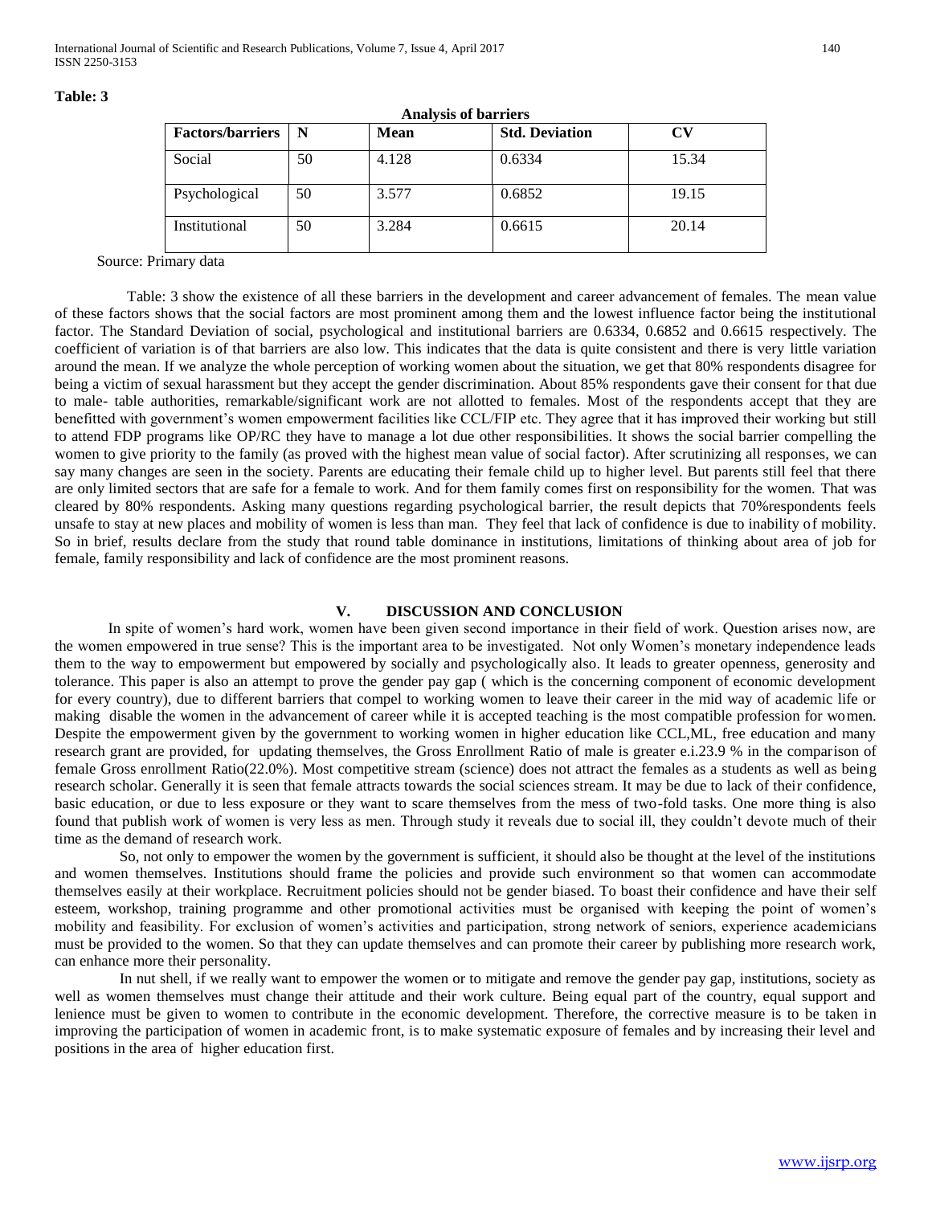**Table: 3**

**Analysis of barriers**

| Factors/barriers | N | Mean | Std. Deviation | CV |
|---|---|---|---|---|
| Social | 50 | 4.128 | 0.6334 | 15.34 |
| Psychological | 50 | 3.577 | 0.6852 | 19.15 |
| Institutional | 50 | 3.284 | 0.6615 | 20.14 |

Source: Primary data

Table: 3 show the existence of all these barriers in the development and career advancement of females. The mean value of these factors shows that the social factors are most prominent among them and the lowest influence factor being the institutional factor. The Standard Deviation of social, psychological and institutional barriers are 0.6334, 0.6852 and 0.6615 respectively. The coefficient of variation is of that barriers are also low. This indicates that the data is quite consistent and there is very little variation around the mean. If we analyze the whole perception of working women about the situation, we get that 80% respondents disagree for being a victim of sexual harassment but they accept the gender discrimination. About 85% respondents gave their consent for that due to male- table authorities, remarkable/significant work are not allotted to females. Most of the respondents accept that they are benefitted with government's women empowerment facilities like CCL/FIP etc. They agree that it has improved their working but still to attend FDP programs like OP/RC they have to manage a lot due other responsibilities. It shows the social barrier compelling the women to give priority to the family (as proved with the highest mean value of social factor). After scrutinizing all responses, we can say many changes are seen in the society. Parents are educating their female child up to higher level. But parents still feel that there are only limited sectors that are safe for a female to work. And for them family comes first on responsibility for the women. That was cleared by 80% respondents. Asking many questions regarding psychological barrier, the result depicts that 70%respondents feels unsafe to stay at new places and mobility of women is less than man. They feel that lack of confidence is due to inability of mobility. So in brief, results declare from the study that round table dominance in institutions, limitations of thinking about area of job for female, family responsibility and lack of confidence are the most prominent reasons.

## V. DISCUSSION AND CONCLUSION

In spite of women's hard work, women have been given second importance in their field of work. Question arises now, are the women empowered in true sense? This is the important area to be investigated. Not only Women's monetary independence leads them to the way to empowerment but empowered by socially and psychologically also. It leads to greater openness, generosity and tolerance. This paper is also an attempt to prove the gender pay gap ( which is the concerning component of economic development for every country), due to different barriers that compel to working women to leave their career in the mid way of academic life or making disable the women in the advancement of career while it is accepted teaching is the most compatible profession for women. Despite the empowerment given by the government to working women in higher education like CCL,ML, free education and many research grant are provided, for updating themselves, the Gross Enrollment Ratio of male is greater e.i.23.9 % in the comparison of female Gross enrollment Ratio(22.0%). Most competitive stream (science) does not attract the females as a students as well as being research scholar. Generally it is seen that female attracts towards the social sciences stream. It may be due to lack of their confidence, basic education, or due to less exposure or they want to scare themselves from the mess of two-fold tasks. One more thing is also found that publish work of women is very less as men. Through study it reveals due to social ill, they couldn't devote much of their time as the demand of research work.

So, not only to empower the women by the government is sufficient, it should also be thought at the level of the institutions and women themselves. Institutions should frame the policies and provide such environment so that women can accommodate themselves easily at their workplace. Recruitment policies should not be gender biased. To boast their confidence and have their self esteem, workshop, training programme and other promotional activities must be organised with keeping the point of women's mobility and feasibility. For exclusion of women's activities and participation, strong network of seniors, experience academicians must be provided to the women. So that they can update themselves and can promote their career by publishing more research work, can enhance more their personality.

In nut shell, if we really want to empower the women or to mitigate and remove the gender pay gap, institutions, society as well as women themselves must change their attitude and their work culture. Being equal part of the country, equal support and lenience must be given to women to contribute in the economic development. Therefore, the corrective measure is to be taken in improving the participation of women in academic front, is to make systematic exposure of females and by increasing their level and positions in the area of higher education first.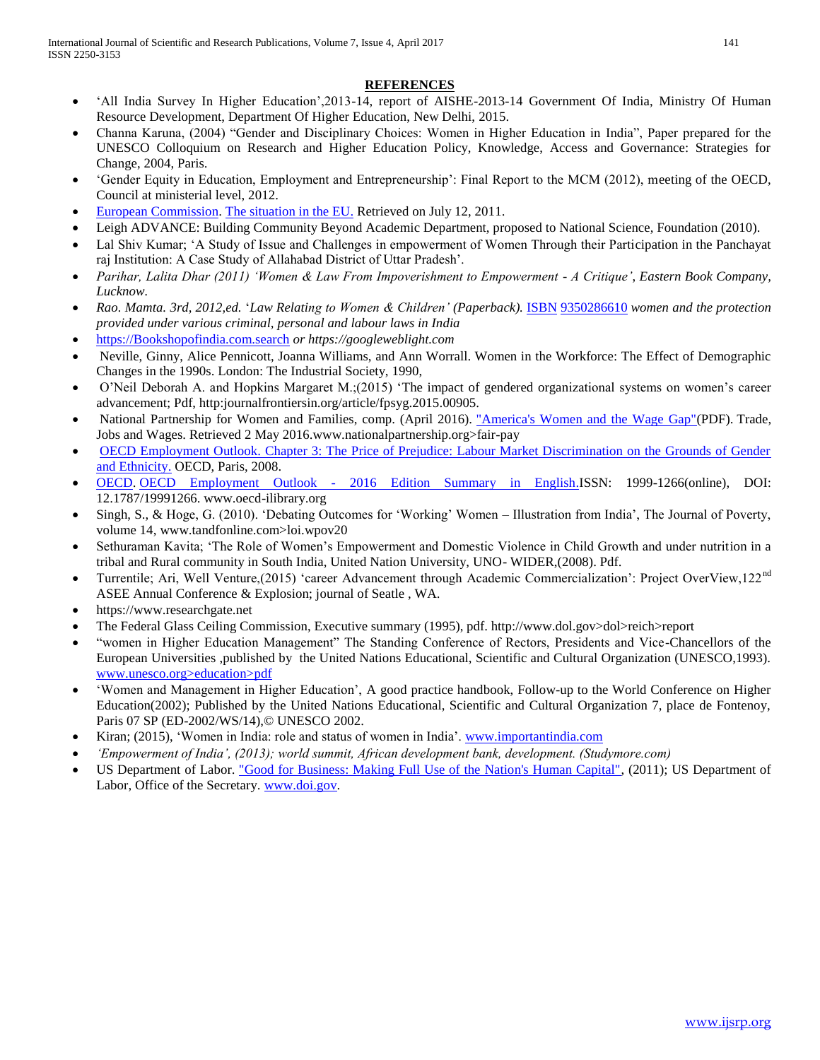**REFERENCES**

- 'All India Survey In Higher Education',2013-14, report of AISHE-2013-14 Government Of India, Ministry Of Human Resource Development, Department Of Higher Education, New Delhi, 2015.
- Channa Karuna, (2004) "Gender and Disciplinary Choices: Women in Higher Education in India", Paper prepared for the UNESCO Colloquium on Research and Higher Education Policy, Knowledge, Access and Governance: Strategies for Change, 2004, Paris.
- 'Gender Equity in Education, Employment and Entrepreneurship': Final Report to the MCM (2012), meeting of the OECD, Council at ministerial level, 2012.
- European Commission. The situation in the EU. Retrieved on July 12, 2011.
- Leigh ADVANCE: Building Community Beyond Academic Department, proposed to National Science, Foundation (2010).
- Lal Shiv Kumar; 'A Study of Issue and Challenges in empowerment of Women Through their Participation in the Panchayat raj Institution: A Case Study of Allahabad District of Uttar Pradesh'.
- *Parihar, Lalita Dhar (2011) 'Women & Law From Impoverishment to Empowerment - A Critique', Eastern Book Company, Lucknow.*
- *Rao. Mamta. 3rd, 2012,ed. 'Law Relating to Women & Children' (Paperback).* ISBN 9350286610 *women and the protection provided under various criminal, personal and labour laws in India*
- https://Bookshopofindia.com.search *or https://googleweblight.com*
- Neville, Ginny, Alice Pennicott, Joanna Williams, and Ann Worrall. Women in the Workforce: The Effect of Demographic Changes in the 1990s. London: The Industrial Society, 1990,
- O'Neil Deborah A. and Hopkins Margaret M.;(2015) 'The impact of gendered organizational systems on women's career advancement; Pdf, http:journalfrontiersin.org/article/fpsyg.2015.00905.
- National Partnership for Women and Families, comp. (April 2016). "America's Women and the Wage Gap"(PDF). Trade, Jobs and Wages. Retrieved 2 May 2016.www.nationalpartnership.org>fair-pay
- OECD Employment Outlook. Chapter 3: The Price of Prejudice: Labour Market Discrimination on the Grounds of Gender and Ethnicity. OECD, Paris, 2008.
- OECD. OECD Employment Outlook - 2016 Edition Summary in English.ISSN: 1999-1266(online), DOI: 12.1787/19991266. www.oecd-ilibrary.org
- Singh, S., & Hoge, G. (2010). 'Debating Outcomes for 'Working' Women – Illustration from India', The Journal of Poverty, volume 14, www.tandfonline.com>loi.wpov20
- Sethuraman Kavita; 'The Role of Women's Empowerment and Domestic Violence in Child Growth and under nutrition in a tribal and Rural community in South India, United Nation University, UNO- WIDER,(2008). Pdf.
- Turrentile; Ari, Well Venture,(2015) 'career Advancement through Academic Commercialization': Project OverView,122nd ASEE Annual Conference & Explosion; journal of Seatle , WA.
- https://www.researchgate.net
- The Federal Glass Ceiling Commission, Executive summary (1995), pdf. http://www.dol.gov>dol>reich>report
- "women in Higher Education Management" The Standing Conference of Rectors, Presidents and Vice-Chancellors of the European Universities ,published by the United Nations Educational, Scientific and Cultural Organization (UNESCO,1993). www.unesco.org>education>pdf
- 'Women and Management in Higher Education', A good practice handbook, Follow-up to the World Conference on Higher Education(2002); Published by the United Nations Educational, Scientific and Cultural Organization 7, place de Fontenoy, Paris 07 SP (ED-2002/WS/14),© UNESCO 2002.
- Kiran; (2015), 'Women in India: role and status of women in India'. www.importantindia.com
- *'Empowerment of India', (2013); world summit, African development bank, development. (Studymore.com)*
- US Department of Labor. "Good for Business: Making Full Use of the Nation's Human Capital", (2011); US Department of Labor, Office of the Secretary. www.doi.gov.